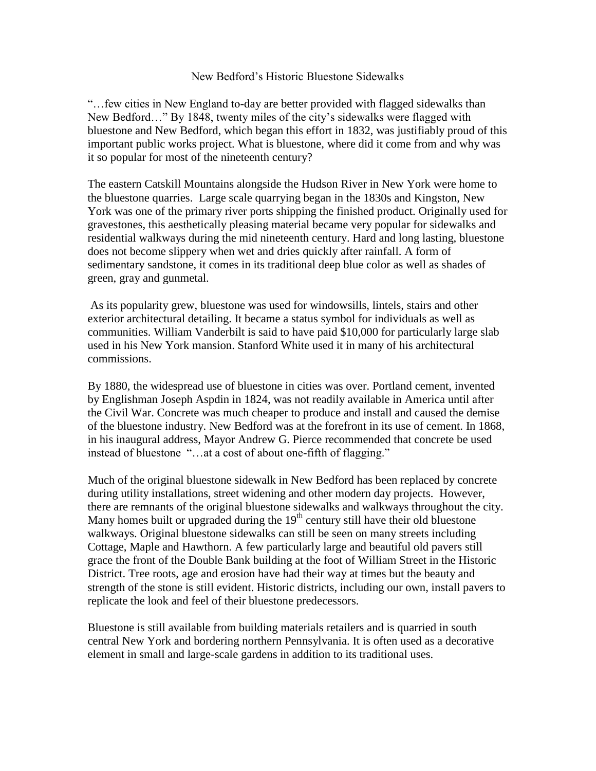# New Bedford's Historic Bluestone Sidewalks

"…few cities in New England to-day are better provided with flagged sidewalks than New Bedford…" By 1848, twenty miles of the city's sidewalks were flagged with bluestone and New Bedford, which began this effort in 1832, was justifiably proud of this important public works project. What is bluestone, where did it come from and why was it so popular for most of the nineteenth century?

The eastern Catskill Mountains alongside the Hudson River in New York were home to the bluestone quarries. Large scale quarrying began in the 1830s and Kingston, New York was one of the primary river ports shipping the finished product. Originally used for gravestones, this aesthetically pleasing material became very popular for sidewalks and residential walkways during the mid nineteenth century. Hard and long lasting, bluestone does not become slippery when wet and dries quickly after rainfall. A form of sedimentary sandstone, it comes in its traditional deep blue color as well as shades of green, gray and gunmetal.

As its popularity grew, bluestone was used for windowsills, lintels, stairs and other exterior architectural detailing. It became a status symbol for individuals as well as communities. William Vanderbilt is said to have paid $10,000 for particularly large slab used in his New York mansion. Stanford White used it in many of his architectural commissions.

By 1880, the widespread use of bluestone in cities was over. Portland cement, invented by Englishman Joseph Aspdin in 1824, was not readily available in America until after the Civil War. Concrete was much cheaper to produce and install and caused the demise of the bluestone industry. New Bedford was at the forefront in its use of cement. In 1868, in his inaugural address, Mayor Andrew G. Pierce recommended that concrete be used instead of bluestone "…at a cost of about one-fifth of flagging."

Much of the original bluestone sidewalk in New Bedford has been replaced by concrete during utility installations, street widening and other modern day projects. However, there are remnants of the original bluestone sidewalks and walkways throughout the city. Many homes built or upgraded during the 19th century still have their old bluestone walkways. Original bluestone sidewalks can still be seen on many streets including Cottage, Maple and Hawthorn. A few particularly large and beautiful old pavers still grace the front of the Double Bank building at the foot of William Street in the Historic District. Tree roots, age and erosion have had their way at times but the beauty and strength of the stone is still evident. Historic districts, including our own, install pavers to replicate the look and feel of their bluestone predecessors.

Bluestone is still available from building materials retailers and is quarried in south central New York and bordering northern Pennsylvania. It is often used as a decorative element in small and large-scale gardens in addition to its traditional uses.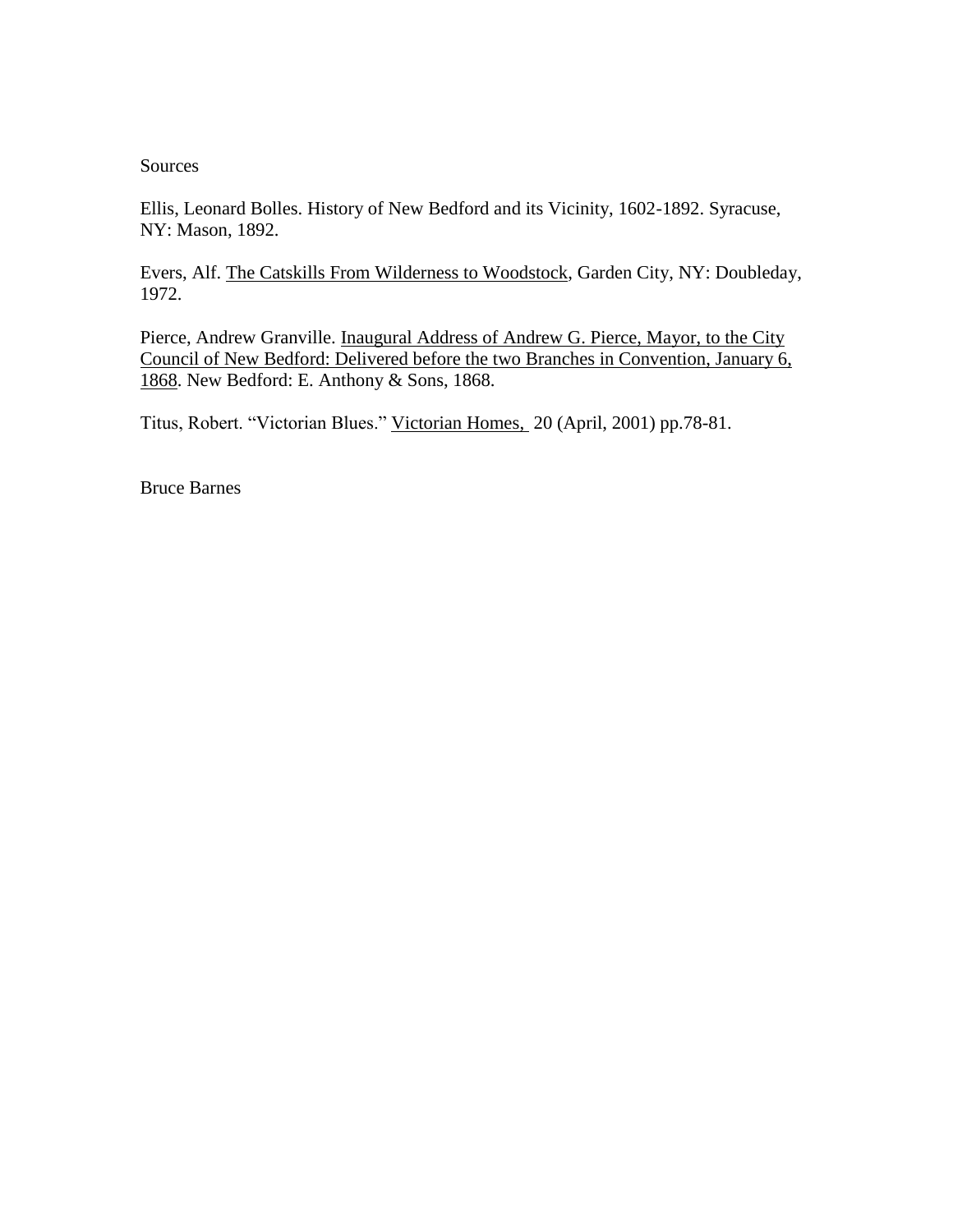Sources

Ellis, Leonard Bolles. History of New Bedford and its Vicinity, 1602-1892. Syracuse, NY: Mason, 1892.

Evers, Alf. The Catskills From Wilderness to Woodstock, Garden City, NY: Doubleday, 1972.

Pierce, Andrew Granville. Inaugural Address of Andrew G. Pierce, Mayor, to the City Council of New Bedford: Delivered before the two Branches in Convention, January 6, 1868. New Bedford: E. Anthony & Sons, 1868.

Titus, Robert. "Victorian Blues." Victorian Homes, 20 (April, 2001) pp.78-81.

Bruce Barnes